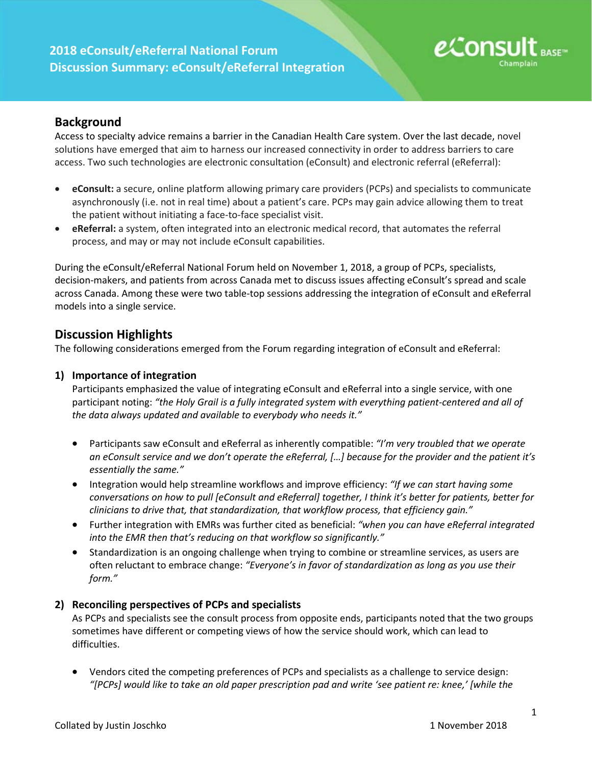# 2018 eConsult/eReferral National Forum
# Discussion Summary: eConsult/eReferral Integration

## Background

Access to specialty advice remains a barrier in the Canadian Health Care system. Over the last decade, novel solutions have emerged that aim to harness our increased connectivity in order to address barriers to care access. Two such technologies are electronic consultation (eConsult) and electronic referral (eReferral):

- **eConsult:** a secure, online platform allowing primary care providers (PCPs) and specialists to communicate asynchronously (i.e. not in real time) about a patient's care. PCPs may gain advice allowing them to treat the patient without initiating a face-to-face specialist visit.
- **eReferral:** a system, often integrated into an electronic medical record, that automates the referral process, and may or may not include eConsult capabilities.

During the eConsult/eReferral National Forum held on November 1, 2018, a group of PCPs, specialists, decision-makers, and patients from across Canada met to discuss issues affecting eConsult's spread and scale across Canada. Among these were two table-top sessions addressing the integration of eConsult and eReferral models into a single service.

## Discussion Highlights

The following considerations emerged from the Forum regarding integration of eConsult and eReferral:

### 1) Importance of integration

Participants emphasized the value of integrating eConsult and eReferral into a single service, with one participant noting: *"the Holy Grail is a fully integrated system with everything patient-centered and all of the data always updated and available to everybody who needs it."*

- Participants saw eConsult and eReferral as inherently compatible: *"I'm very troubled that we operate an eConsult service and we don't operate the eReferral, […] because for the provider and the patient it's essentially the same."*
- Integration would help streamline workflows and improve efficiency: *"If we can start having some conversations on how to pull [eConsult and eReferral] together, I think it's better for patients, better for clinicians to drive that, that standardization, that workflow process, that efficiency gain."*
- Further integration with EMRs was further cited as beneficial: *"when you can have eReferral integrated into the EMR then that's reducing on that workflow so significantly."*
- Standardization is an ongoing challenge when trying to combine or streamline services, as users are often reluctant to embrace change: *"Everyone's in favor of standardization as long as you use their form."*

### 2) Reconciling perspectives of PCPs and specialists

As PCPs and specialists see the consult process from opposite ends, participants noted that the two groups sometimes have different or competing views of how the service should work, which can lead to difficulties.

- Vendors cited the competing preferences of PCPs and specialists as a challenge to service design: *"[PCPs] would like to take an old paper prescription pad and write 'see patient re: knee,' [while the*

Collated by Justin Joschko 1 November 2018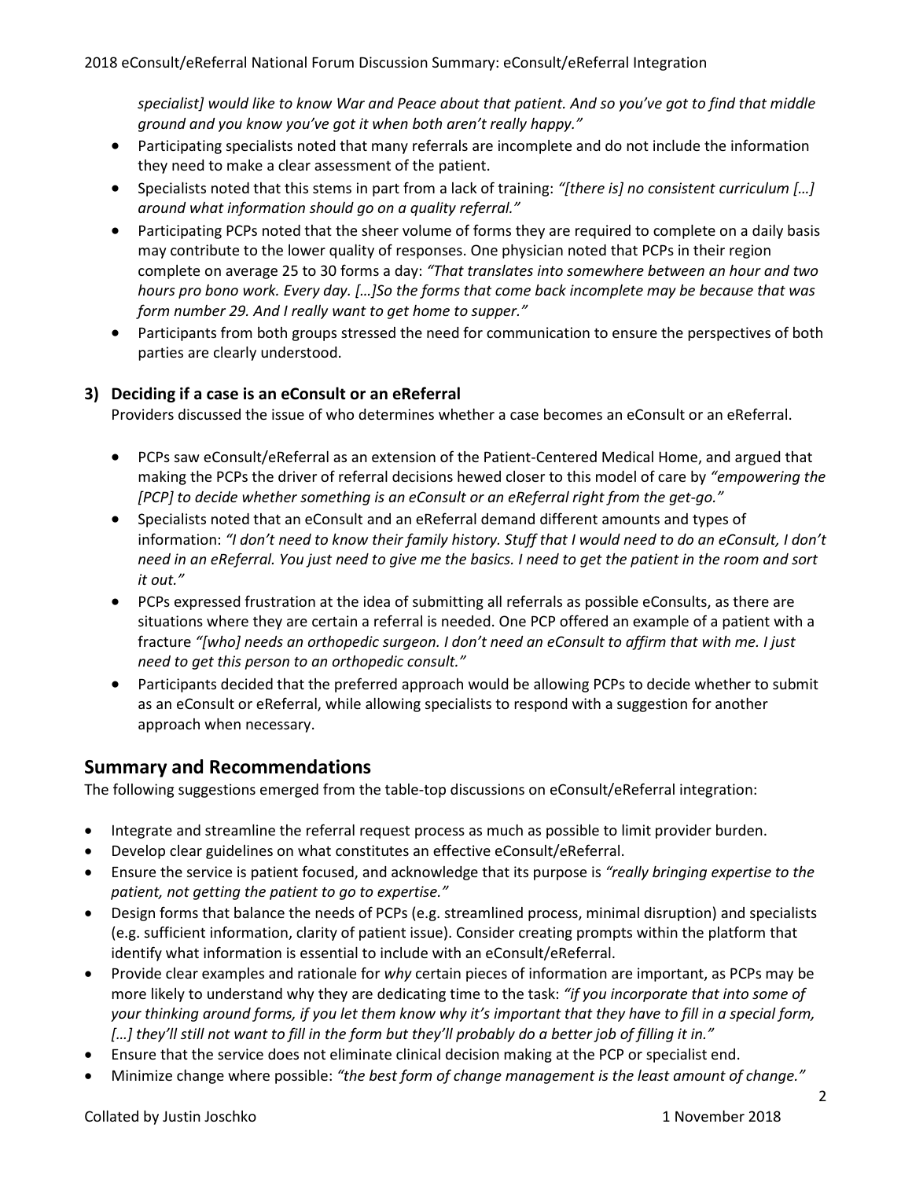*specialist] would like to know War and Peace about that patient. And so you've got to find that middle ground and you know you've got it when both aren't really happy."*

- Participating specialists noted that many referrals are incomplete and do not include the information they need to make a clear assessment of the patient.
- Specialists noted that this stems in part from a lack of training: *"[there is] no consistent curriculum […] around what information should go on a quality referral."*
- Participating PCPs noted that the sheer volume of forms they are required to complete on a daily basis may contribute to the lower quality of responses. One physician noted that PCPs in their region complete on average 25 to 30 forms a day: *"That translates into somewhere between an hour and two hours pro bono work. Every day. […]So the forms that come back incomplete may be because that was form number 29. And I really want to get home to supper."*
- Participants from both groups stressed the need for communication to ensure the perspectives of both parties are clearly understood.

### 3) Deciding if a case is an eConsult or an eReferral

Providers discussed the issue of who determines whether a case becomes an eConsult or an eReferral.

- PCPs saw eConsult/eReferral as an extension of the Patient-Centered Medical Home, and argued that making the PCPs the driver of referral decisions hewed closer to this model of care by *"empowering the [PCP] to decide whether something is an eConsult or an eReferral right from the get-go."*
- Specialists noted that an eConsult and an eReferral demand different amounts and types of information: *"I don't need to know their family history. Stuff that I would need to do an eConsult, I don't need in an eReferral. You just need to give me the basics. I need to get the patient in the room and sort it out."*
- PCPs expressed frustration at the idea of submitting all referrals as possible eConsults, as there are situations where they are certain a referral is needed. One PCP offered an example of a patient with a fracture *"[who] needs an orthopedic surgeon. I don't need an eConsult to affirm that with me. I just need to get this person to an orthopedic consult."*
- Participants decided that the preferred approach would be allowing PCPs to decide whether to submit as an eConsult or eReferral, while allowing specialists to respond with a suggestion for another approach when necessary.

## Summary and Recommendations

The following suggestions emerged from the table-top discussions on eConsult/eReferral integration:

- Integrate and streamline the referral request process as much as possible to limit provider burden.
- Develop clear guidelines on what constitutes an effective eConsult/eReferral.
- Ensure the service is patient focused, and acknowledge that its purpose is *"really bringing expertise to the patient, not getting the patient to go to expertise."*
- Design forms that balance the needs of PCPs (e.g. streamlined process, minimal disruption) and specialists (e.g. sufficient information, clarity of patient issue). Consider creating prompts within the platform that identify what information is essential to include with an eConsult/eReferral.
- Provide clear examples and rationale for *why* certain pieces of information are important, as PCPs may be more likely to understand why they are dedicating time to the task: *"if you incorporate that into some of your thinking around forms, if you let them know why it's important that they have to fill in a special form, […] they'll still not want to fill in the form but they'll probably do a better job of filling it in."*
- Ensure that the service does not eliminate clinical decision making at the PCP or specialist end.
- Minimize change where possible: *"the best form of change management is the least amount of change."*

Collated by Justin Joschko 1 November 2018